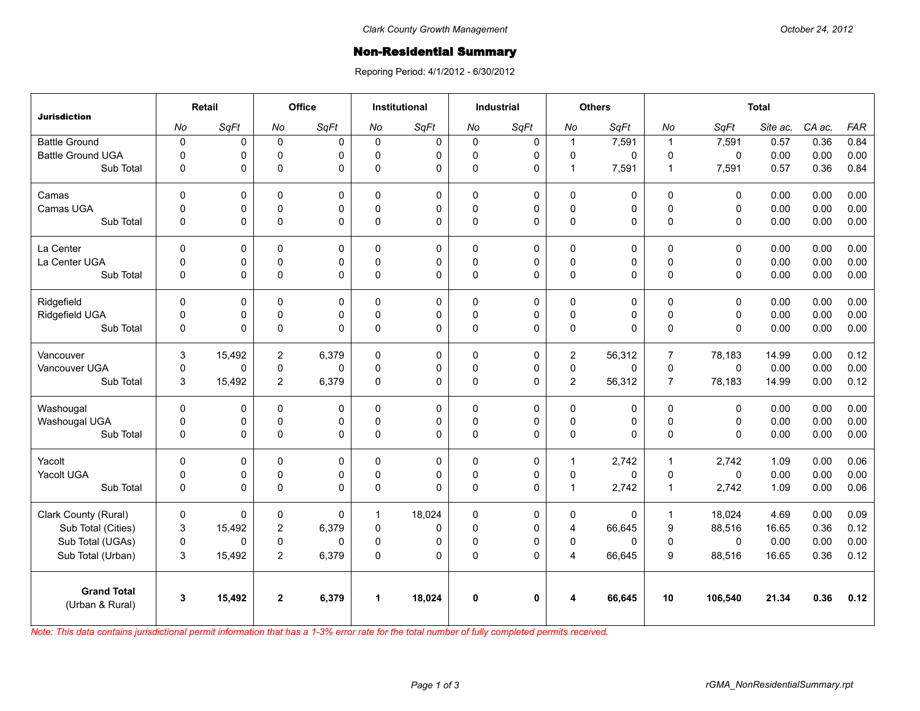Clark County Growth Management

October 24, 2012

# Non-Residential Summary

Reporing Period: 4/1/2012 - 6/30/2012

| Jurisdiction | Retail | | Office | | Institutional | | Industrial | | Others | | Total | | | | |
|---|---|---|---|---|---|---|---|---|---|---|---|---|---|---|---|
| | *No* | *SqFt* | *No* | *SqFt* | *No* | *SqFt* | *No* | *SqFt* | *No* | *SqFt* | *No* | *SqFt* | *Site ac.* | *CA ac.* | *FAR* |
| Battle Ground | 0 | 0 | 0 | 0 | 0 | 0 | 0 | 0 | 1 | 7,591 | 1 | 7,591 | 0.57 | 0.36 | 0.84 |
| Battle Ground UGA | 0 | 0 | 0 | 0 | 0 | 0 | 0 | 0 | 0 | 0 | 0 | 0 | 0.00 | 0.00 | 0.00 |
| Sub Total | 0 | 0 | 0 | 0 | 0 | 0 | 0 | 0 | 1 | 7,591 | 1 | 7,591 | 0.57 | 0.36 | 0.84 |
| Camas | 0 | 0 | 0 | 0 | 0 | 0 | 0 | 0 | 0 | 0 | 0 | 0 | 0.00 | 0.00 | 0.00 |
| Camas UGA | 0 | 0 | 0 | 0 | 0 | 0 | 0 | 0 | 0 | 0 | 0 | 0 | 0.00 | 0.00 | 0.00 |
| Sub Total | 0 | 0 | 0 | 0 | 0 | 0 | 0 | 0 | 0 | 0 | 0 | 0 | 0.00 | 0.00 | 0.00 |
| La Center | 0 | 0 | 0 | 0 | 0 | 0 | 0 | 0 | 0 | 0 | 0 | 0 | 0.00 | 0.00 | 0.00 |
| La Center UGA | 0 | 0 | 0 | 0 | 0 | 0 | 0 | 0 | 0 | 0 | 0 | 0 | 0.00 | 0.00 | 0.00 |
| Sub Total | 0 | 0 | 0 | 0 | 0 | 0 | 0 | 0 | 0 | 0 | 0 | 0 | 0.00 | 0.00 | 0.00 |
| Ridgefield | 0 | 0 | 0 | 0 | 0 | 0 | 0 | 0 | 0 | 0 | 0 | 0 | 0.00 | 0.00 | 0.00 |
| Ridgefield UGA | 0 | 0 | 0 | 0 | 0 | 0 | 0 | 0 | 0 | 0 | 0 | 0 | 0.00 | 0.00 | 0.00 |
| Sub Total | 0 | 0 | 0 | 0 | 0 | 0 | 0 | 0 | 0 | 0 | 0 | 0 | 0.00 | 0.00 | 0.00 |
| Vancouver | 3 | 15,492 | 2 | 6,379 | 0 | 0 | 0 | 0 | 2 | 56,312 | 7 | 78,183 | 14.99 | 0.00 | 0.12 |
| Vancouver UGA | 0 | 0 | 0 | 0 | 0 | 0 | 0 | 0 | 0 | 0 | 0 | 0 | 0.00 | 0.00 | 0.00 |
| Sub Total | 3 | 15,492 | 2 | 6,379 | 0 | 0 | 0 | 0 | 2 | 56,312 | 7 | 78,183 | 14.99 | 0.00 | 0.12 |
| Washougal | 0 | 0 | 0 | 0 | 0 | 0 | 0 | 0 | 0 | 0 | 0 | 0 | 0.00 | 0.00 | 0.00 |
| Washougal UGA | 0 | 0 | 0 | 0 | 0 | 0 | 0 | 0 | 0 | 0 | 0 | 0 | 0.00 | 0.00 | 0.00 |
| Sub Total | 0 | 0 | 0 | 0 | 0 | 0 | 0 | 0 | 0 | 0 | 0 | 0 | 0.00 | 0.00 | 0.00 |
| Yacolt | 0 | 0 | 0 | 0 | 0 | 0 | 0 | 0 | 1 | 2,742 | 1 | 2,742 | 1.09 | 0.00 | 0.06 |
| Yacolt UGA | 0 | 0 | 0 | 0 | 0 | 0 | 0 | 0 | 0 | 0 | 0 | 0 | 0.00 | 0.00 | 0.00 |
| Sub Total | 0 | 0 | 0 | 0 | 0 | 0 | 0 | 0 | 1 | 2,742 | 1 | 2,742 | 1.09 | 0.00 | 0.06 |
| Clark County (Rural) | 0 | 0 | 0 | 0 | 1 | 18,024 | 0 | 0 | 0 | 0 | 1 | 18,024 | 4.69 | 0.00 | 0.09 |
| Sub Total (Cities) | 3 | 15,492 | 2 | 6,379 | 0 | 0 | 0 | 0 | 4 | 66,645 | 9 | 88,516 | 16.65 | 0.36 | 0.12 |
| Sub Total (UGAs) | 0 | 0 | 0 | 0 | 0 | 0 | 0 | 0 | 0 | 0 | 0 | 0 | 0.00 | 0.00 | 0.00 |
| Sub Total (Urban) | 3 | 15,492 | 2 | 6,379 | 0 | 0 | 0 | 0 | 4 | 66,645 | 9 | 88,516 | 16.65 | 0.36 | 0.12 |
| **Grand Total** (Urban & Rural) | **3** | **15,492** | **2** | **6,379** | **1** | **18,024** | **0** | **0** | **4** | **66,645** | **10** | **106,540** | **21.34** | **0.36** | **0.12** |

*Note: This data contains jurisdictional permit information that has a 1-3% error rate for the total number of fully completed permits received.*

rGMA_NonResidentialSummary.rpt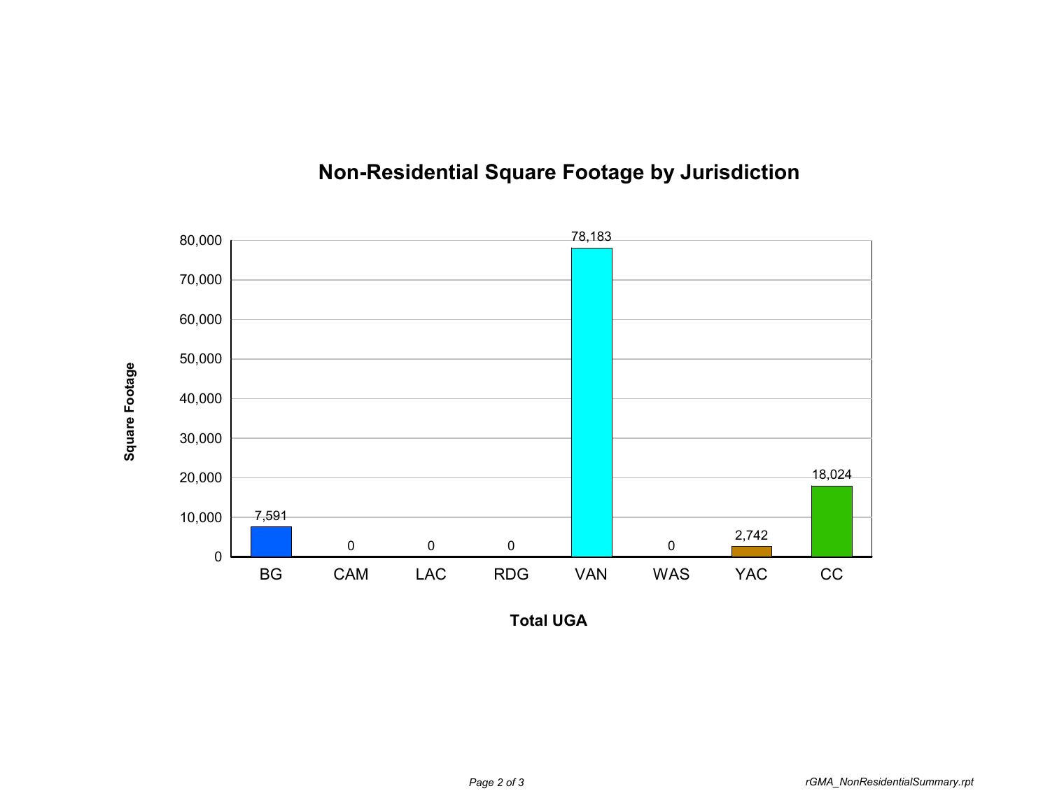# Non-Residential Square Footage by Jurisdiction

| Total UGA | Square Footage |
|---|---|
| BG | 7,591 |
| CAM | 0 |
| LAC | 0 |
| RDG | 0 |
| VAN | 78,183 |
| WAS | 0 |
| YAC | 2,742 |
| CC | 18,024 |

*rGMA_NonResidentialSummary.rpt*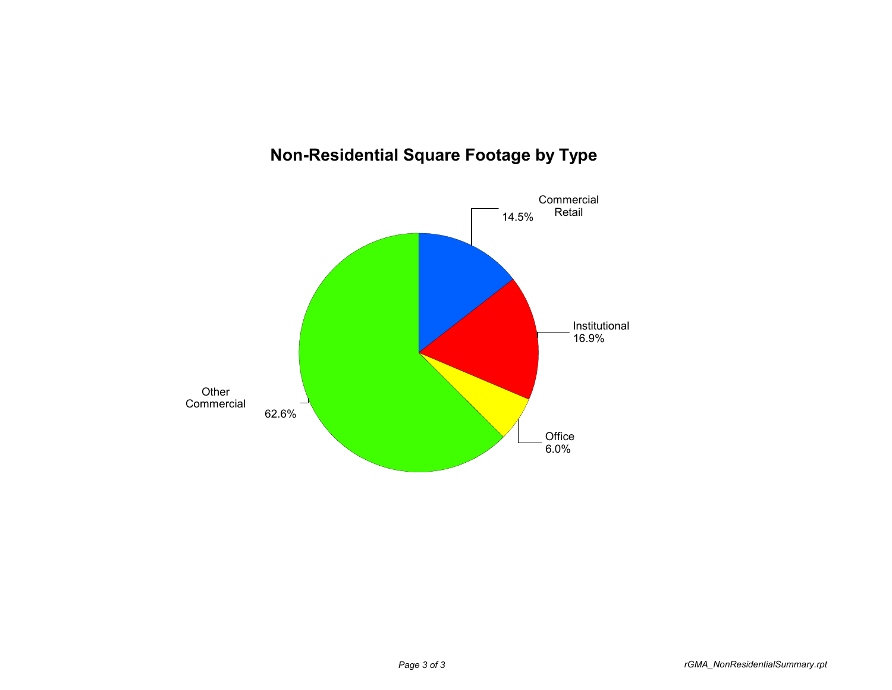## Non-Residential Square Footage by Type

Commercial Retail
14.5%

Institutional
16.9%

Office
6.0%

Other Commercial
62.6%

*rGMA_NonResidentialSummary.rpt*